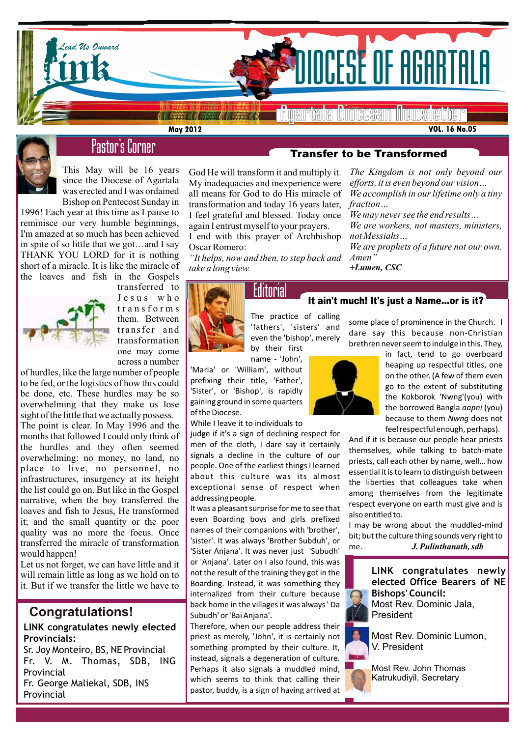# Link — Lead Us Onward

# DIOCESE OF AGARTALA

Agartala Diocesan Newsletter

May 2012 — VOL. 16 No.05

## Pastor's Corner

### Transfer to be Transformed

This May will be 16 years since the Diocese of Agartala was erected and I was ordained Bishop on Pentecost Sunday in 1996! Each year at this time as I pause to reminisce our very humble beginnings, I'm amazed at so much has been achieved in spite of so little that we got…and I say THANK YOU LORD for it is nothing short of a miracle. It is like the miracle of the loaves and fish in the Gospels transferred to Jesus who transforms them. Between transfer and transformation one may come across a number of hurdles, like the large number of people to be fed, or the logistics of how this could be done, etc. These hurdles may be so overwhelming that they make us lose sight of the little that we actually possess.

The point is clear. In May 1996 and the months that followed I could only think of the hurdles and they often seemed overwhelming: no money, no land, no place to live, no personnel, no infrastructures, insurgency at its height the list could go on. But like in the Gospel narrative, when the boy transferred the loaves and fish to Jesus, He transformed it; and the small quantity or the poor quality was no more the focus. Once transferred the miracle of transformation would happen!

Let us not forget, we can have little and it will remain little as long as we hold on to it. But if we transfer the little we have to God He will transform it and multiply it. My inadequacies and inexperience were all means for God to do His miracle of transformation and today 16 years later, I feel grateful and blessed. Today once again I entrust myself to your prayers.

I end with this prayer of Archbishop Oscar Romero:

*"It helps, now and then, to step back and take a long view.*
*The Kingdom is not only beyond our efforts, it is even beyond our vision…*
*We accomplish in our lifetime only a tiny fraction…*
*We may never see the end results…*
*We are workers, not masters, ministers, not Messiahs…*
*We are prophets of a future not our own.*
*Amen"*

***+Lumen, CSC***

## Congratulations!

**LINK congratulates newly elected Provincials:**

Sr. Joy Monteiro, BS, NE Provincial
Fr. V. M. Thomas, SDB, ING Provincial
Fr. George Maliekal, SDB, INS Provincial

## Editorial

### It ain't much! It's just a Name...or is it?

The practice of calling 'fathers', 'sisters' and even the 'bishop', merely by their first name - 'John', 'Maria' or 'William', without prefixing their title, 'Father', 'Sister', or 'Bishop', is rapidly gaining ground in some quarters of the Diocese.

While I leave it to individuals to judge if it's a sign of declining respect for men of the cloth, I dare say it certainly signals a decline in the culture of our people. One of the earliest things I learned about this culture was its almost exceptional sense of respect when addressing people.

It was a pleasant surprise for me to see that even Boarding boys and girls prefixed names of their companions with 'brother', 'sister'. It was always 'Brother Subduh', or 'Sister Anjana'. It was never just 'Subudh' or 'Anjana'. Later on I also found, this was not the result of the training they got in the Boarding. Instead, it was something they internalized from their culture because back home in the villages it was always ' Da Subudh' or 'Bai Anjana'.

Therefore, when our people address their priest as merely, 'John', it is certainly not something prompted by their culture. It, instead, signals a degeneration of culture. Perhaps it also signals a muddled mind, which seems to think that calling their pastor, buddy, is a sign of having arrived at some place of prominence in the Church. I dare say this because non-Christian brethren never seem to indulge in this. They, in fact, tend to go overboard heaping up respectful titles, one on the other. (A few of them even go to the extent of substituting the Kokborok 'Nwng'(you) with the borrowed Bangla *aapni* (you) because to them *Nwng* does not feel respectful enough, perhaps).

And if it is because our people hear priests themselves, while talking to batch-mate priests, call each other by name, well... how essential it is to learn to distinguish between the liberties that colleagues take when among themselves from the legitimate respect everyone on earth must give and is also entitled to.

I may be wrong about the muddled-mind bit; but the culture thing sounds very right to me.

***J. Pulinthanath, sdb***

**LINK congratulates newly elected Office Bearers of NE Bishops' Council:**

Most Rev. Dominic Jala, President

Most Rev. Dominic Lumon, V. President

Most Rev. John Thomas Katrukudiyil, Secretary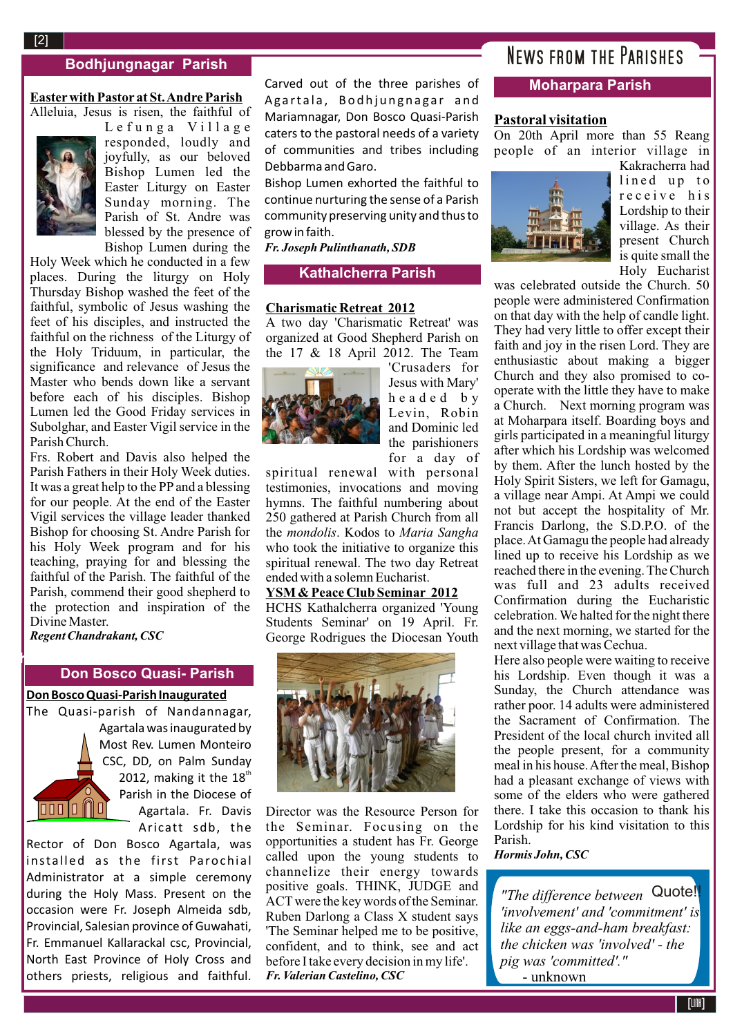# News from the Parishes

## Bodhjungnagar Parish

**Easter with Pastor at St. Andre Parish**

Alleluia, Jesus is risen, the faithful of Lefunga Village responded, loudly and joyfully, as our beloved Bishop Lumen led the Easter Liturgy on Easter Sunday morning. The Parish of St. Andre was blessed by the presence of Bishop Lumen during the Holy Week which he conducted in a few places. During the liturgy on Holy Thursday Bishop washed the feet of the faithful, symbolic of Jesus washing the feet of his disciples, and instructed the faithful on the richness of the Liturgy of the Holy Triduum, in particular, the significance and relevance of Jesus the Master who bends down like a servant before each of his disciples. Bishop Lumen led the Good Friday services in Subolghar, and Easter Vigil service in the Parish Church.

Frs. Robert and Davis also helped the Parish Fathers in their Holy Week duties. It was a great help to the PP and a blessing for our people. At the end of the Easter Vigil services the village leader thanked Bishop for choosing St. Andre Parish for his Holy Week program and for his teaching, praying for and blessing the faithful of the Parish. The faithful of the Parish, commend their good shepherd to the protection and inspiration of the Divine Master.

***Regent Chandrakant, CSC***

## Don Bosco Quasi- Parish

**Don Bosco Quasi-Parish Inaugurated**

The Quasi-parish of Nandannagar, Agartala was inaugurated by Most Rev. Lumen Monteiro CSC, DD, on Palm Sunday 2012, making it the 18th Parish in the Diocese of Agartala. Fr. Davis Aricatt sdb, the Rector of Don Bosco Agartala, was installed as the first Parochial Administrator at a simple ceremony during the Holy Mass. Present on the occasion were Fr. Joseph Almeida sdb, Provincial, Salesian province of Guwahati, Fr. Emmanuel Kallarackal csc, Provincial, North East Province of Holy Cross and others priests, religious and faithful. Carved out of the three parishes of Agartala, Bodhjungnagar and Mariamnagar, Don Bosco Quasi-Parish caters to the pastoral needs of a variety of communities and tribes including Debbarma and Garo.

Bishop Lumen exhorted the faithful to continue nurturing the sense of a Parish community preserving unity and thus to grow in faith.

***Fr. Joseph Pulinthanath, SDB***

## Kathalcherra Parish

**Charismatic Retreat 2012**

A two day 'Charismatic Retreat' was organized at Good Shepherd Parish on the 17 & 18 April 2012. The Team 'Crusaders for Jesus with Mary' headed by Levin, Robin and Dominic led the parishioners for a day of spiritual renewal with personal testimonies, invocations and moving hymns. The faithful numbering about 250 gathered at Parish Church from all the *mondolis*. Kodos to *Maria Sangha* who took the initiative to organize this spiritual renewal. The two day Retreat ended with a solemn Eucharist.

**YSM & Peace Club Seminar 2012**

HCHS Kathalcherra organized 'Young Students Seminar' on 19 April. Fr. George Rodrigues the Diocesan Youth Director was the Resource Person for the Seminar. Focusing on the opportunities a student has Fr. George called upon the young students to channelize their energy towards positive goals. THINK, JUDGE and ACT were the key words of the Seminar. Ruben Darlong a Class X student says 'The Seminar helped me to be positive, confident, and to think, see and act before I take every decision in my life'.

***Fr. Valerian Castelino, CSC***

## Moharpara Parish

**Pastoral visitation**

On 20th April more than 55 Reang people of an interior village in Kakracherra had lined up to receive his Lordship to their village. As their present Church is quite small the Holy Eucharist was celebrated outside the Church. 50 people were administered Confirmation on that day with the help of candle light. They had very little to offer except their faith and joy in the risen Lord. They are enthusiastic about making a bigger Church and they also promised to co-operate with the little they have to make a Church. Next morning program was at Moharpara itself. Boarding boys and girls participated in a meaningful liturgy after which his Lordship was welcomed by them. After the lunch hosted by the Holy Spirit Sisters, we left for Gamagu, a village near Ampi. At Ampi we could not but accept the hospitality of Mr. Francis Darlong, the S.D.P.O. of the place. At Gamagu the people had already lined up to receive his Lordship as we reached there in the evening. The Church was full and 23 adults received Confirmation during the Eucharistic celebration. We halted for the night there and the next morning, we started for the next village that was Cechua.

Here also people were waiting to receive his Lordship. Even though it was a Sunday, the Church attendance was rather poor. 14 adults were administered the Sacrament of Confirmation. The President of the local church invited all the people present, for a community meal in his house. After the meal, Bishop had a pleasant exchange of views with some of the elders who were gathered there. I take this occasion to thank his Lordship for his kind visitation to this Parish.

***Hormis John, CSC***

**Quote!!**

*"The difference between 'involvement' and 'commitment' is like an eggs-and-ham breakfast: the chicken was 'involved' - the pig was 'committed'."*

- unknown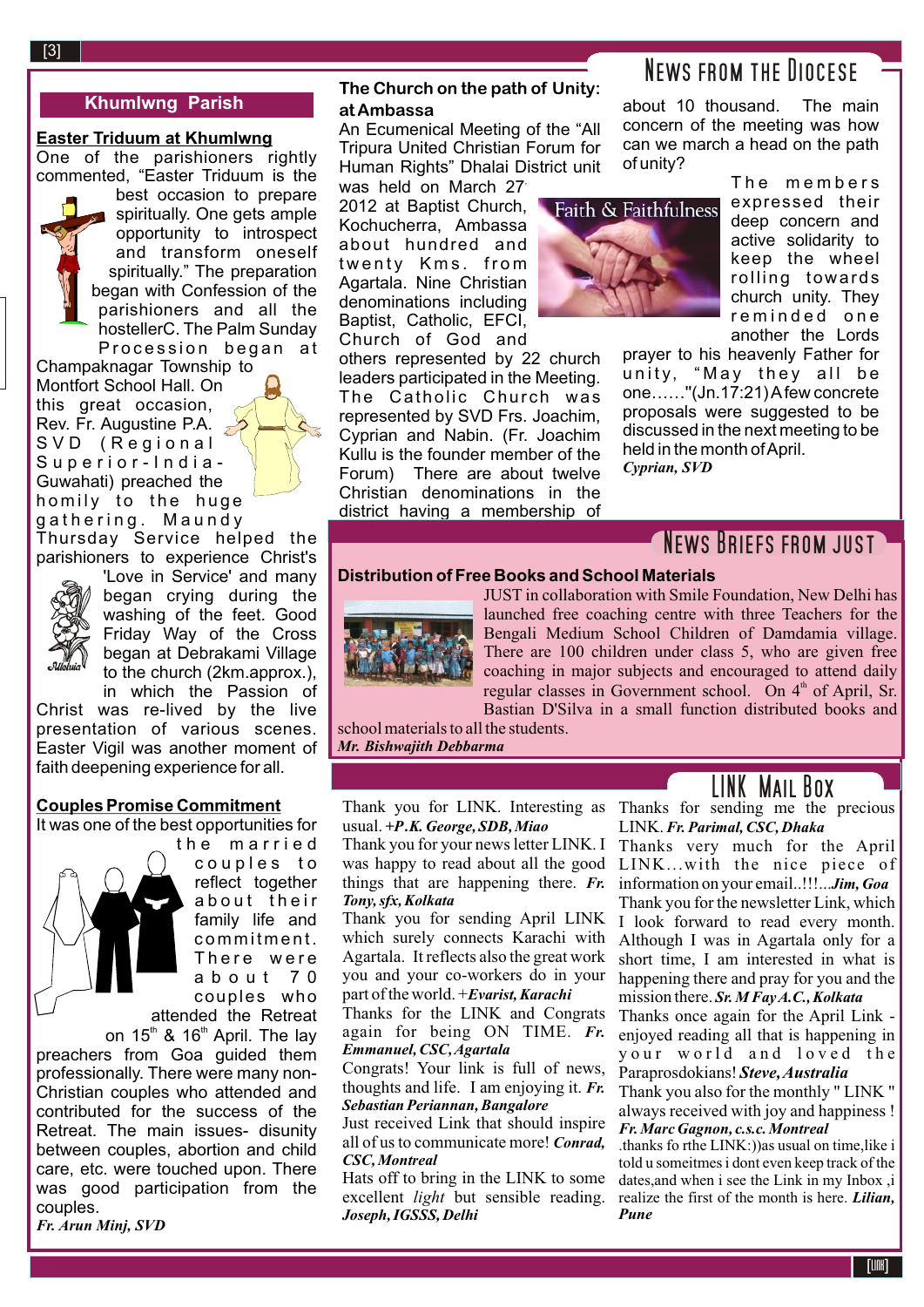## Khumlwng Parish

### Easter Triduum at Khumlwng

One of the parishioners rightly commented, "Easter Triduum is the best occasion to prepare spiritually. One gets ample opportunity to introspect and transform oneself spiritually." The preparation began with Confession of the parishioners and all the hostellerC. The Palm Sunday Procession began at Champaknagar Township to Montfort School Hall. On this great occasion, Rev. Fr. Augustine P.A. SVD (Regional Superior-India-Guwahati) preached the homily to the huge gathering. Maundy Thursday Service helped the parishioners to experience Christ's 'Love in Service' and many began crying during the washing of the feet. Good Friday Way of the Cross began at Debrakami Village to the church (2km.approx.), in which the Passion of Christ was re-lived by the live presentation of various scenes. Easter Vigil was another moment of faith deepening experience for all.

### Couples Promise Commitment

It was one of the best opportunities for the married couples to reflect together about their family life and commitment. There were about 70 couples who attended the Retreat on 15th & 16th April. The lay preachers from Goa guided them professionally. There were many non-Christian couples who attended and contributed for the success of the Retreat. The main issues- disunity between couples, abortion and child care, etc. were touched upon. There was good participation from the couples.

*Fr. Arun Minj, SVD*

## News from the Diocese

### The Church on the path of Unity: at Ambassa

An Ecumenical Meeting of the "All Tripura United Christian Forum for Human Rights" Dhalai District unit was held on March 27 2012 at Baptist Church, Kochucherra, Ambassa about hundred and twenty Kms. from Agartala. Nine Christian denominations including Baptist, Catholic, EFCI, Church of God and others represented by 22 church leaders participated in the Meeting. The Catholic Church was represented by SVD Frs. Joachim, Cyprian and Nabin. (Fr. Joachim Kullu is the founder member of the Forum) There are about twelve Christian denominations in the district having a membership of about 10 thousand. The main concern of the meeting was how can we march a head on the path of unity?

The members expressed their deep concern and active solidarity to keep the wheel rolling towards church unity. They reminded one another the Lords prayer to his heavenly Father for unity, "May they all be one……"(Jn.17:21) A few concrete proposals were suggested to be discussed in the next meeting to be held in the month of April.

*Cyprian, SVD*

## News Briefs from JUST

### Distribution of Free Books and School Materials

JUST in collaboration with Smile Foundation, New Delhi has launched free coaching centre with three Teachers for the Bengali Medium School Children of Damdamia village. There are 100 children under class 5, who are given free coaching in major subjects and encouraged to attend daily regular classes in Government school. On 4th of April, Sr. Bastian D'Silva in a small function distributed books and school materials to all the students.

*Mr. Bishwajith Debbarma*

## LINK Mail Box

Thank you for LINK. Interesting as usual. ***+P.K. George, SDB, Miao***

Thank you for your news letter LINK. I was happy to read about all the good things that are happening there. ***Fr. Tony, sfx, Kolkata***

Thank you for sending April LINK which surely connects Karachi with Agartala. It reflects also the great work you and your co-workers do in your part of the world. ***+Evarist, Karachi***

Thanks for the LINK and Congrats again for being ON TIME. ***Fr. Emmanuel, CSC, Agartala***

Congrats! Your link is full of news, thoughts and life. I am enjoying it. ***Fr. Sebastian Periannan, Bangalore***

Just received Link that should inspire all of us to communicate more! ***Conrad, CSC, Montreal***

Hats off to bring in the LINK to some excellent *light* but sensible reading. ***Joseph, IGSSS, Delhi***

Thanks for sending me the precious LINK. ***Fr. Parimal, CSC, Dhaka***

Thanks very much for the April LINK…with the nice piece of information on your email..!!!...***Jim, Goa***

Thank you for the newsletter Link, which I look forward to read every month. Although I was in Agartala only for a short time, I am interested in what is happening there and pray for you and the mission there. ***Sr. M Fay A.C., Kolkata***

Thanks once again for the April Link - enjoyed reading all that is happening in your world and loved the Paraprosdokians! ***Steve, Australia***

Thank you also for the monthly " LINK " always received with joy and happiness ! ***Fr. Marc Gagnon, c.s.c. Montreal***

.thanks fo rthe LINK:))as usual on time,like i told u someitmes i dont even keep track of the dates,and when i see the Link in my Inbox ,i realize the first of the month is here. ***Lilian, Pune***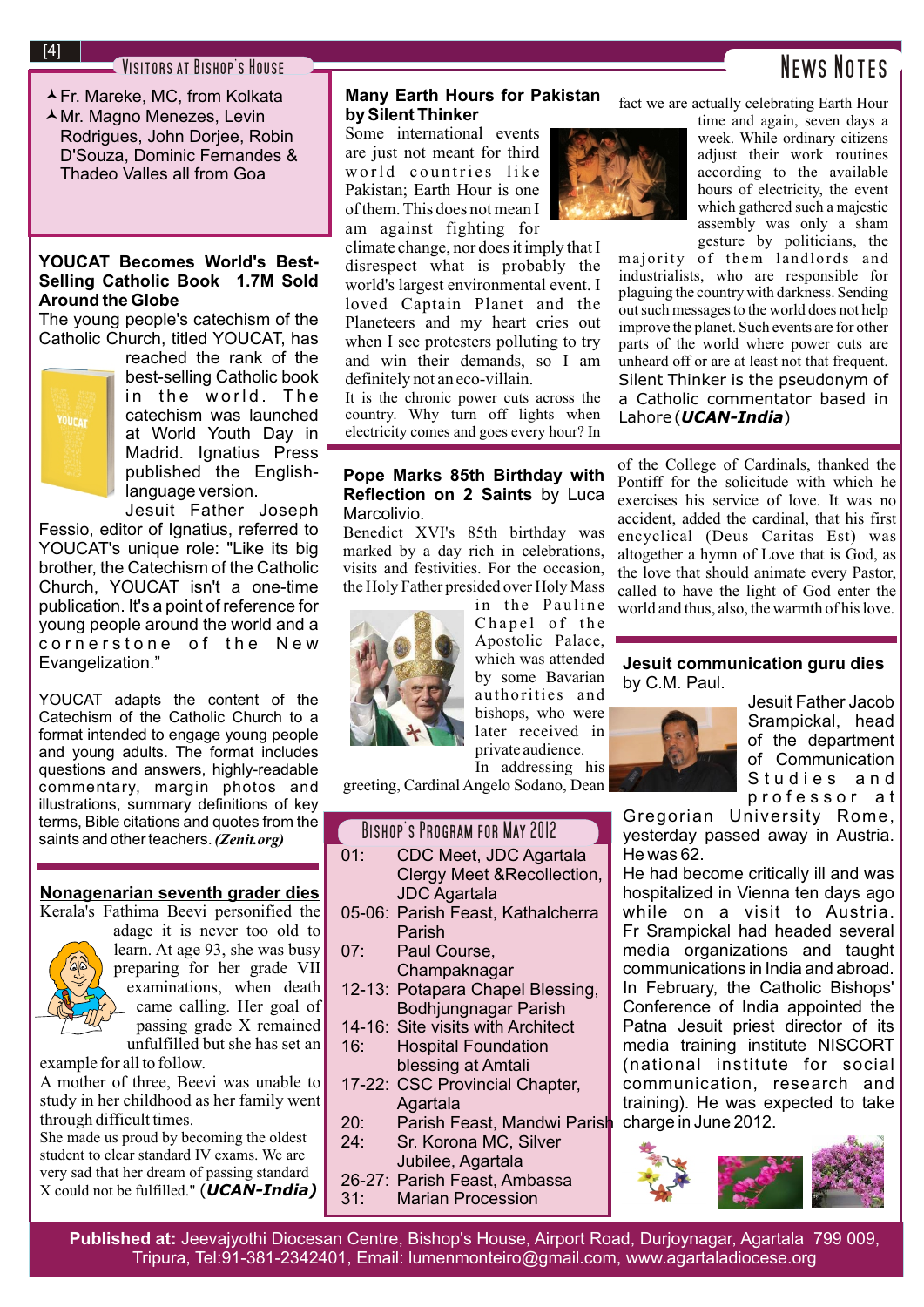## Visitors at Bishop's House

- Fr. Mareke, MC, from Kolkata
- Mr. Magno Menezes, Levin Rodrigues, John Dorjee, Robin D'Souza, Dominic Fernandes & Thadeo Valles all from Goa

## YOUCAT Becomes World's Best-Selling Catholic Book 1.7M Sold Around the Globe

The young people's catechism of the Catholic Church, titled YOUCAT, has reached the rank of the best-selling Catholic book in the world. The catechism was launched at World Youth Day in Madrid. Ignatius Press published the English-language version.

Jesuit Father Joseph Fessio, editor of Ignatius, referred to YOUCAT's unique role: "Like its big brother, the Catechism of the Catholic Church, YOUCAT isn't a one-time publication. It's a point of reference for young people around the world and a cornerstone of the New Evangelization."

YOUCAT adapts the content of the Catechism of the Catholic Church to a format intended to engage young people and young adults. The format includes questions and answers, highly-readable commentary, margin photos and illustrations, summary definitions of key terms, Bible citations and quotes from the saints and other teachers. *(Zenit.org)*

## Nonagenarian seventh grader dies

Kerala's Fathima Beevi personified the adage it is never too old to learn. At age 93, she was busy preparing for her grade VII examinations, when death came calling. Her goal of passing grade X remained unfulfilled but she has set an example for all to follow.

A mother of three, Beevi was unable to study in her childhood as her family went through difficult times.

She made us proud by becoming the oldest student to clear standard IV exams. We are very sad that her dream of passing standard X could not be fulfilled." (***UCAN-India***)

# News Notes

## Many Earth Hours for Pakistan by Silent Thinker

Some international events are just not meant for third world countries like Pakistan; Earth Hour is one of them. This does not mean I am against fighting for climate change, nor does it imply that I disrespect what is probably the world's largest environmental event. I loved Captain Planet and the Planeteers and my heart cries out when I see protesters polluting to try and win their demands, so I am definitely not an eco-villain.

It is the power cuts across the country. Why turn off lights when electricity comes and goes every hour? In fact we are actually celebrating Earth Hour time and again, seven days a week. While ordinary citizens adjust their work routines according to the available hours of electricity, the event which gathered such a majestic assembly was only a sham gesture by politicians, the majority of them landlords and industrialists, who are responsible for plaguing the country with darkness. Sending out such messages to the world does not help improve the planet. Such events are for other parts of the world where power cuts are unheard off or are at least not that frequent.

Silent Thinker is the pseudonym of a Catholic commentator based in Lahore (***UCAN-India***)

## Pope Marks 85th Birthday with Reflection on 2 Saints by Luca Marcolivio.

Benedict XVI's 85th birthday was marked by a day rich in celebrations, visits and festivities. For the occasion, the Holy Father presided over Holy Mass in the Pauline Chapel of the Apostolic Palace, which was attended by some Bavarian authorities and bishops, who were later received in private audience.

In addressing his greeting, Cardinal Angelo Sodano, Dean of the College of Cardinals, thanked the Pontiff for the solicitude with which he exercises his service of love. It was no accident, added the cardinal, that his first encyclical (Deus Caritas Est) was altogether a hymn of Love that is God, as the love that should animate every Pastor, called to have the light of God enter the world and thus, also, the warmth of his love.

## Bishop's Program for May 2012

| | |
|---|---|
| 01: | CDC Meet, JDC Agartala<br>Clergy Meet &Recollection, JDC Agartala |
| 05-06: | Parish Feast, Kathalcherra Parish |
| 07: | Paul Course, Champaknagar |
| 12-13: | Potapara Chapel Blessing, Bodhjungnagar Parish |
| 14-16: | Site visits with Architect |
| 16: | Hospital Foundation blessing at Amtali |
| 17-22: | CSC Provincial Chapter, Agartala |
| 20: | Parish Feast, Mandwi Parish |
| 24: | Sr. Korona MC, Silver Jubilee, Agartala |
| 26-27: | Parish Feast, Ambassa |
| 31: | Marian Procession |

## Jesuit communication guru dies by C.M. Paul.

Jesuit Father Jacob Srampickal, head of the department of Communication Studies and professor at Gregorian University Rome, yesterday passed away in Austria. He was 62.

He had become critically ill and was hospitalized in Vienna ten days ago while on a visit to Austria. Fr Srampickal had headed several media organizations and taught communications in India and abroad. In February, the Catholic Bishops' Conference of India appointed the Patna Jesuit priest director of its media training institute NISCORT (national institute for social communication, research and training). He was expected to take charge in June 2012.

**Published at:** Jeevajyothi Diocesan Centre, Bishop's House, Airport Road, Durjoynagar, Agartala 799 009, Tripura, Tel:91-381-2342401, Email: lumenmonteiro@gmail.com, www.agartaladiocese.org